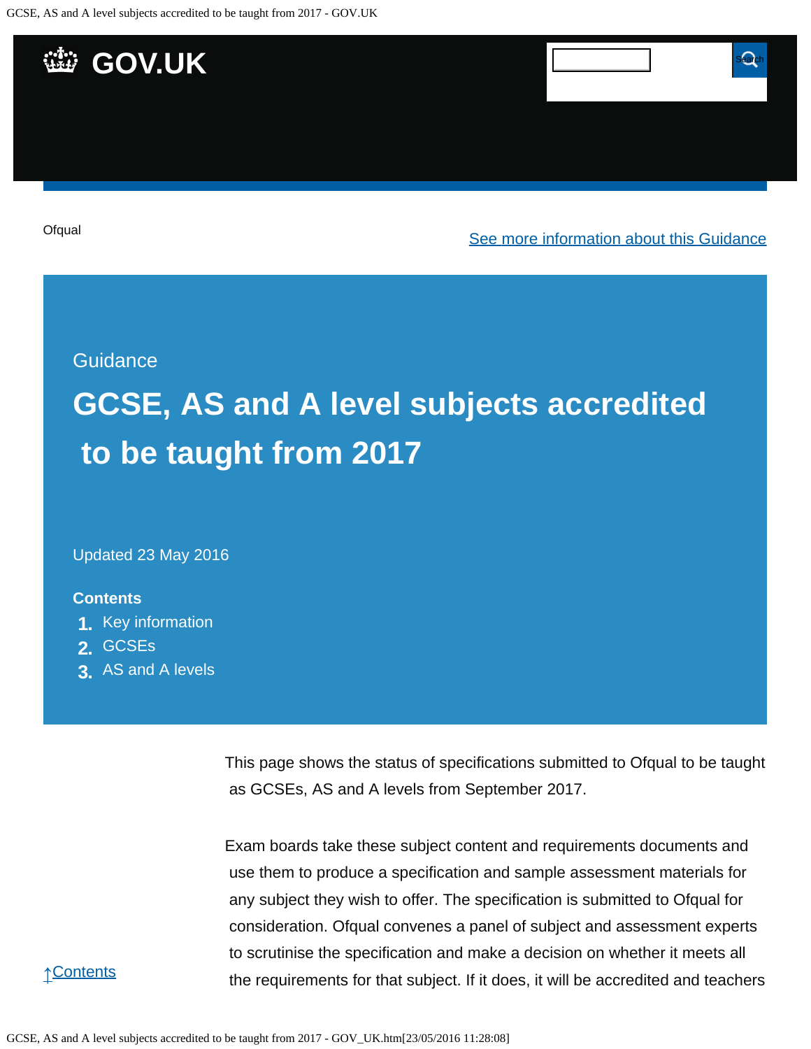Ofqual

See more information about this Guidance

Guidance

# GCSE, AS and A level subjects accredited to be taught from 2017

Updated 23 May 2016

**Contents**

1. Key information
2. GCSEs
3. AS and A levels

This page shows the status of specifications submitted to Ofqual to be taught as GCSEs, AS and A levels from September 2017.

Exam boards take these subject content and requirements documents and use them to produce a specification and sample assessment materials for any subject they wish to offer. The specification is submitted to Ofqual for consideration. Ofqual convenes a panel of subject and assessment experts to scrutinise the specification and make a decision on whether it meets all the requirements for that subject. If it does, it will be accredited and teachers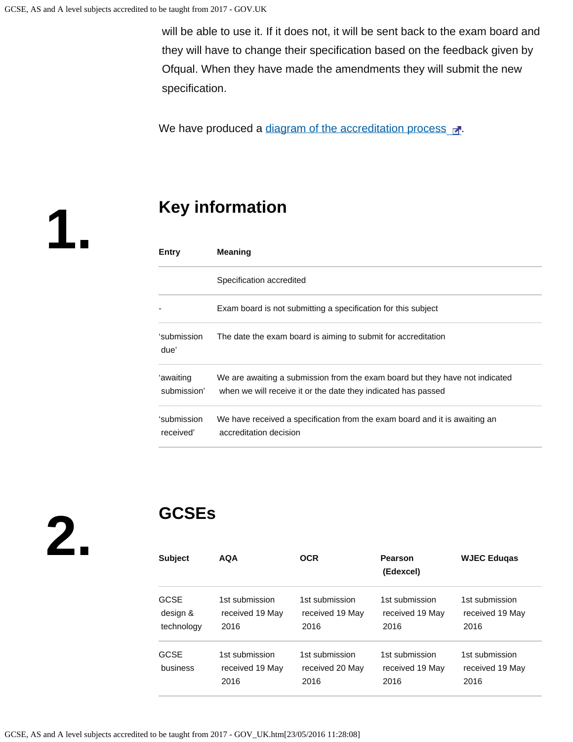will be able to use it. If it does not, it will be sent back to the exam board and they will have to change their specification based on the feedback given by Ofqual. When they have made the amendments they will submit the new specification.

We have produced a [diagram of the accreditation process](#).

## 1. Key information

| Entry | Meaning |
|---|---|
| | Specification accredited |
| - | Exam board is not submitting a specification for this subject |
| ‘submission due’ | The date the exam board is aiming to submit for accreditation |
| ‘awaiting submission’ | We are awaiting a submission from the exam board but they have not indicated when we will receive it or the date they indicated has passed |
| ‘submission received’ | We have received a specification from the exam board and it is awaiting an accreditation decision |

## 2. GCSEs

| Subject | AQA | OCR | Pearson (Edexcel) | WJEC Eduqas |
|---|---|---|---|---|
| GCSE design & technology | 1st submission received 19 May 2016 | 1st submission received 19 May 2016 | 1st submission received 19 May 2016 | 1st submission received 19 May 2016 |
| GCSE business | 1st submission received 19 May 2016 | 1st submission received 20 May 2016 | 1st submission received 19 May 2016 | 1st submission received 19 May 2016 |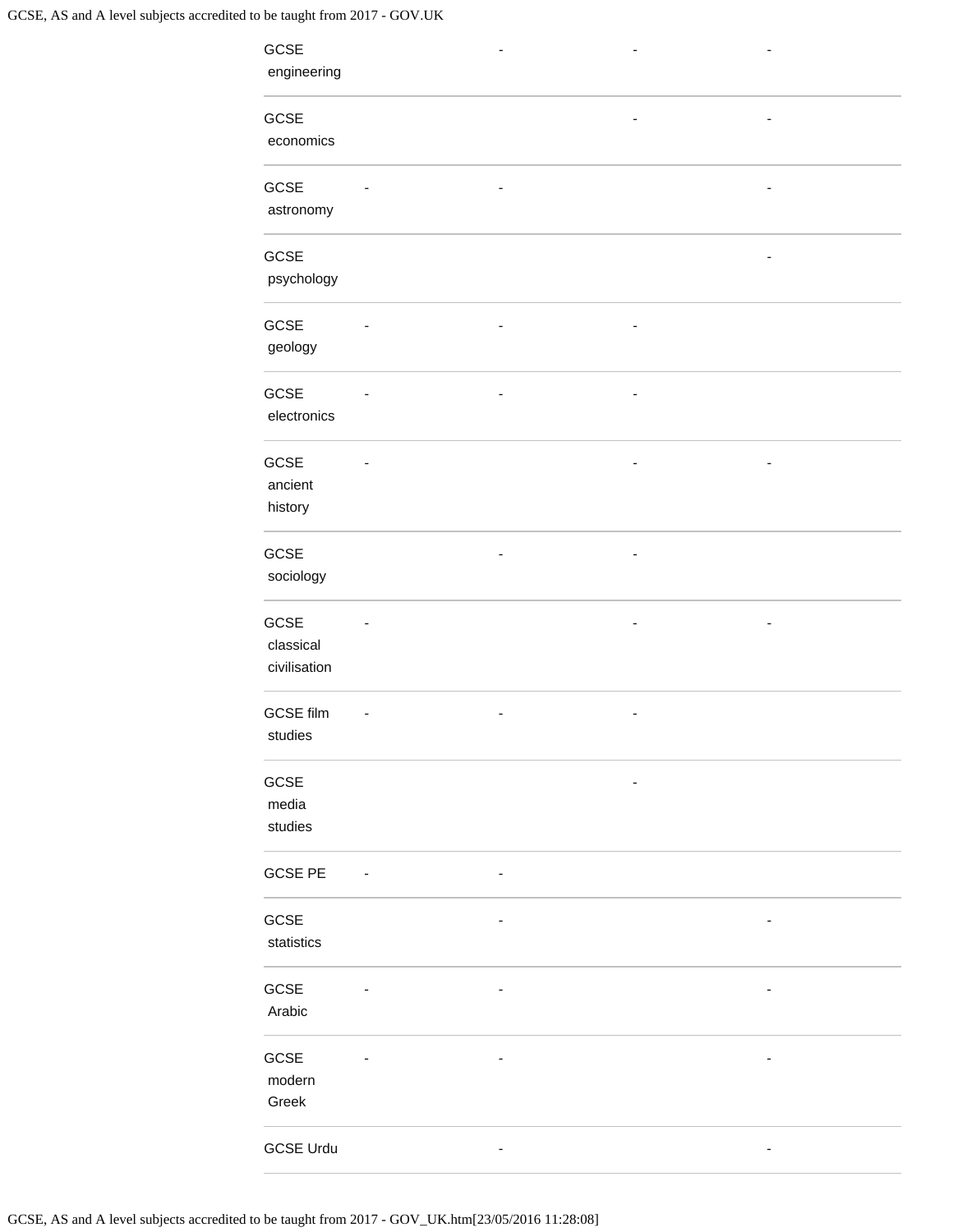| | | | | |
|---|---|---|---|---|
| GCSE engineering | | - | - | - |
| GCSE economics | | | - | - |
| GCSE astronomy | - | - | | - |
| GCSE psychology | | | | - |
| GCSE geology | - | - | - | |
| GCSE electronics | - | - | - | |
| GCSE ancient history | - | | - | - |
| GCSE sociology | | - | - | |
| GCSE classical civilisation | - | | - | - |
| GCSE film studies | - | - | - | |
| GCSE media studies | | | - | |
| GCSE PE | - | - | | |
| GCSE statistics | | - | | - |
| GCSE Arabic | - | - | | - |
| GCSE modern Greek | - | - | | - |
| GCSE Urdu | | - | | - |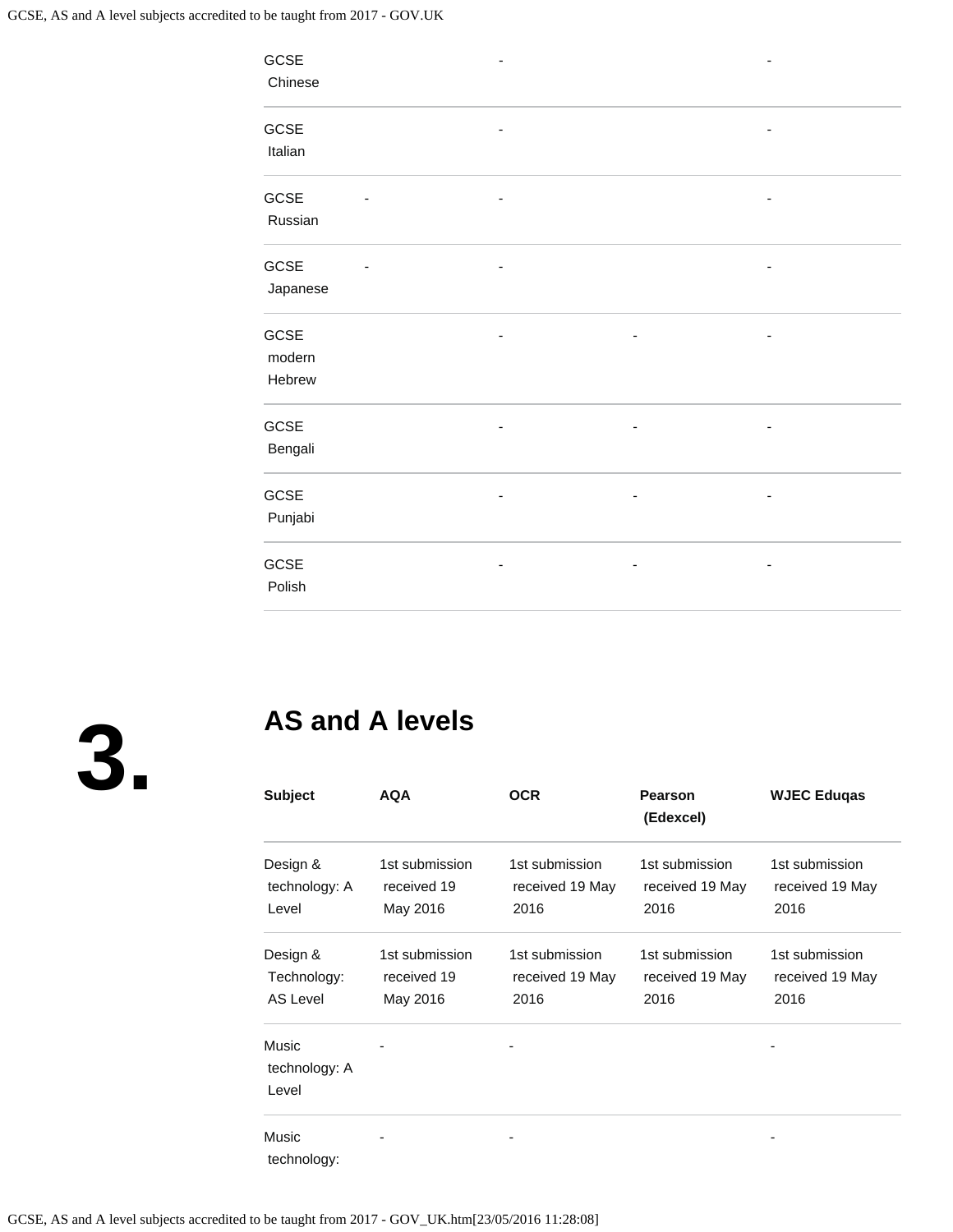| | | | | |
|---|---|---|---|---|
| GCSE Chinese | | - | | - |
| GCSE Italian | | - | | - |
| GCSE Russian | - | - | | - |
| GCSE Japanese | - | - | | - |
| GCSE modern Hebrew | | - | - | - |
| GCSE Bengali | | - | - | - |
| GCSE Punjabi | | - | - | - |
| GCSE Polish | | - | - | - |

## 3. AS and A levels

| Subject | AQA | OCR | Pearson (Edexcel) | WJEC Eduqas |
|---|---|---|---|---|
| Design & technology: A Level | 1st submission received 19 May 2016 | 1st submission received 19 May 2016 | 1st submission received 19 May 2016 | 1st submission received 19 May 2016 |
| Design & Technology: AS Level | 1st submission received 19 May 2016 | 1st submission received 19 May 2016 | 1st submission received 19 May 2016 | 1st submission received 19 May 2016 |
| Music technology: A Level | - | - | | - |
| Music technology: | - | - | | - |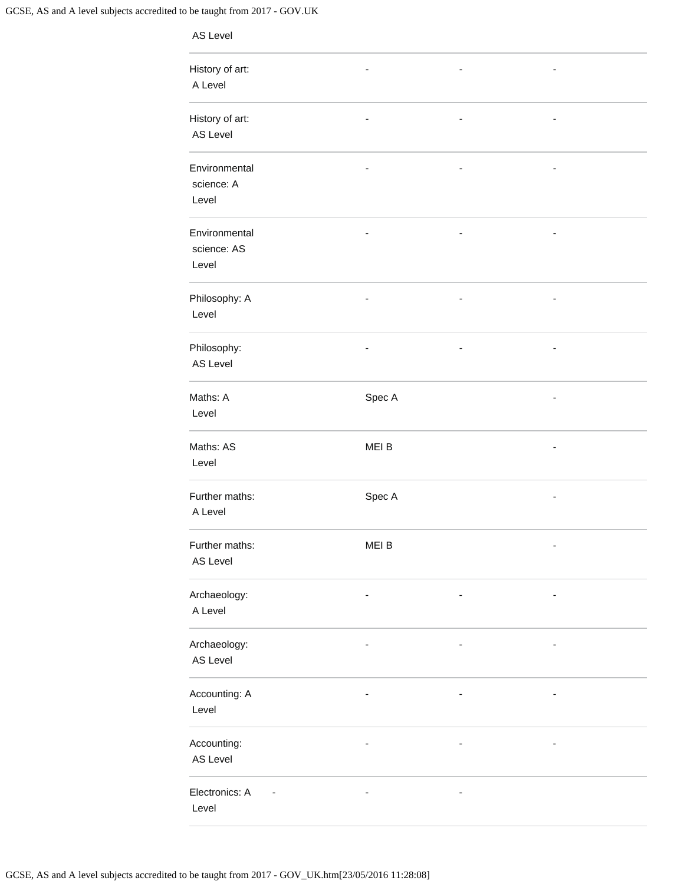| | | | | |
|---|---|---|---|---|
| AS Level | | | | |
| History of art: A Level | | - | - | - |
| History of art: AS Level | | - | - | - |
| Environmental science: A Level | | - | - | - |
| Environmental science: AS Level | | - | - | - |
| Philosophy: A Level | | - | - | - |
| Philosophy: AS Level | | - | - | - |
| Maths: A Level | | Spec A | | - |
| Maths: AS Level | | MEI B | | - |
| Further maths: A Level | | Spec A | | - |
| Further maths: AS Level | | MEI B | | - |
| Archaeology: A Level | | - | - | - |
| Archaeology: AS Level | | - | - | - |
| Accounting: A Level | | - | - | - |
| Accounting: AS Level | | - | - | - |
| Electronics: A Level | - | - | - | |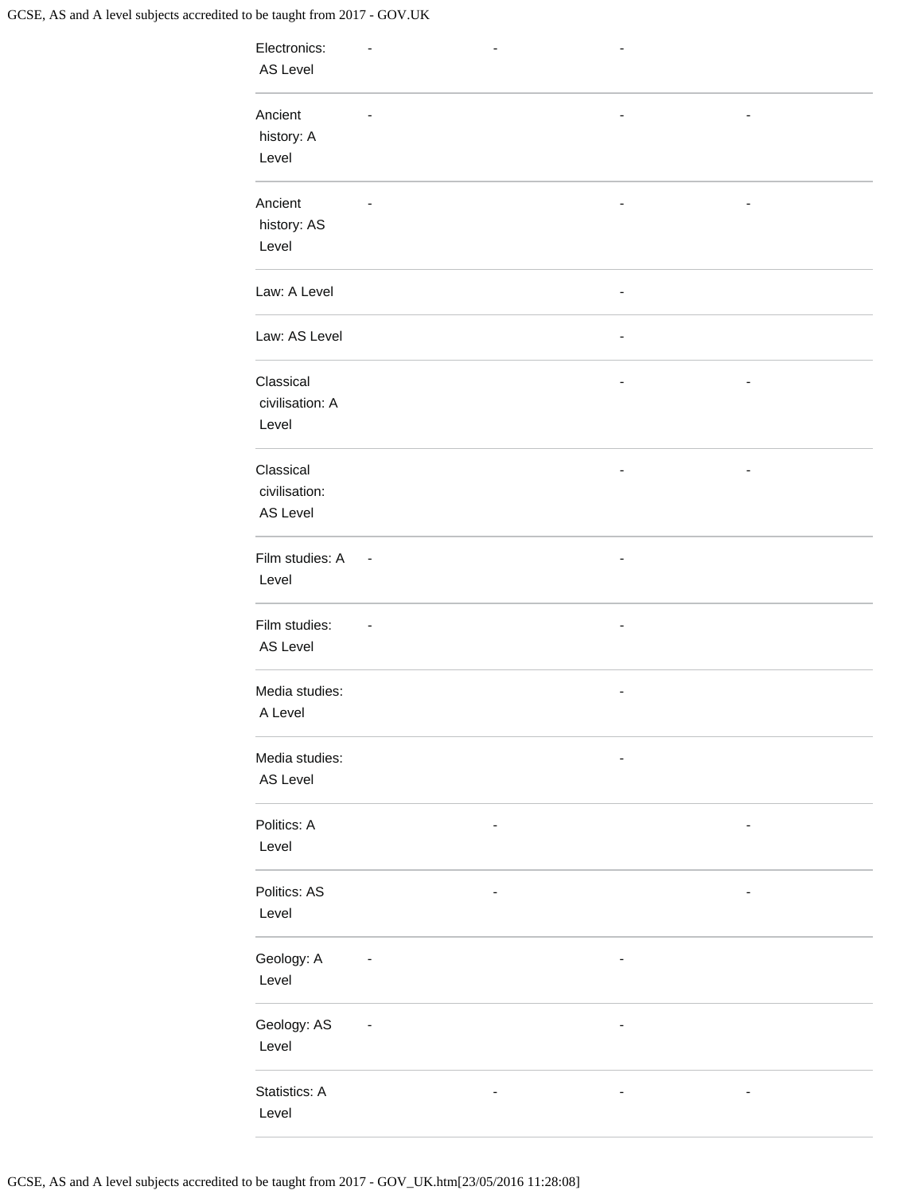| | | | | |
|---|---|---|---|---|
| Electronics: AS Level | - | - | - | |
| Ancient history: A Level | - | | - | - |
| Ancient history: AS Level | - | | - | - |
| Law: A Level | | | - | |
| Law: AS Level | | | - | |
| Classical civilisation: A Level | | | - | - |
| Classical civilisation: AS Level | | | - | - |
| Film studies: A Level | - | | - | |
| Film studies: AS Level | - | | - | |
| Media studies: A Level | | | - | |
| Media studies: AS Level | | | - | |
| Politics: A Level | | - | | - |
| Politics: AS Level | | - | | - |
| Geology: A Level | - | | - | |
| Geology: AS Level | - | | - | |
| Statistics: A Level | | - | - | - |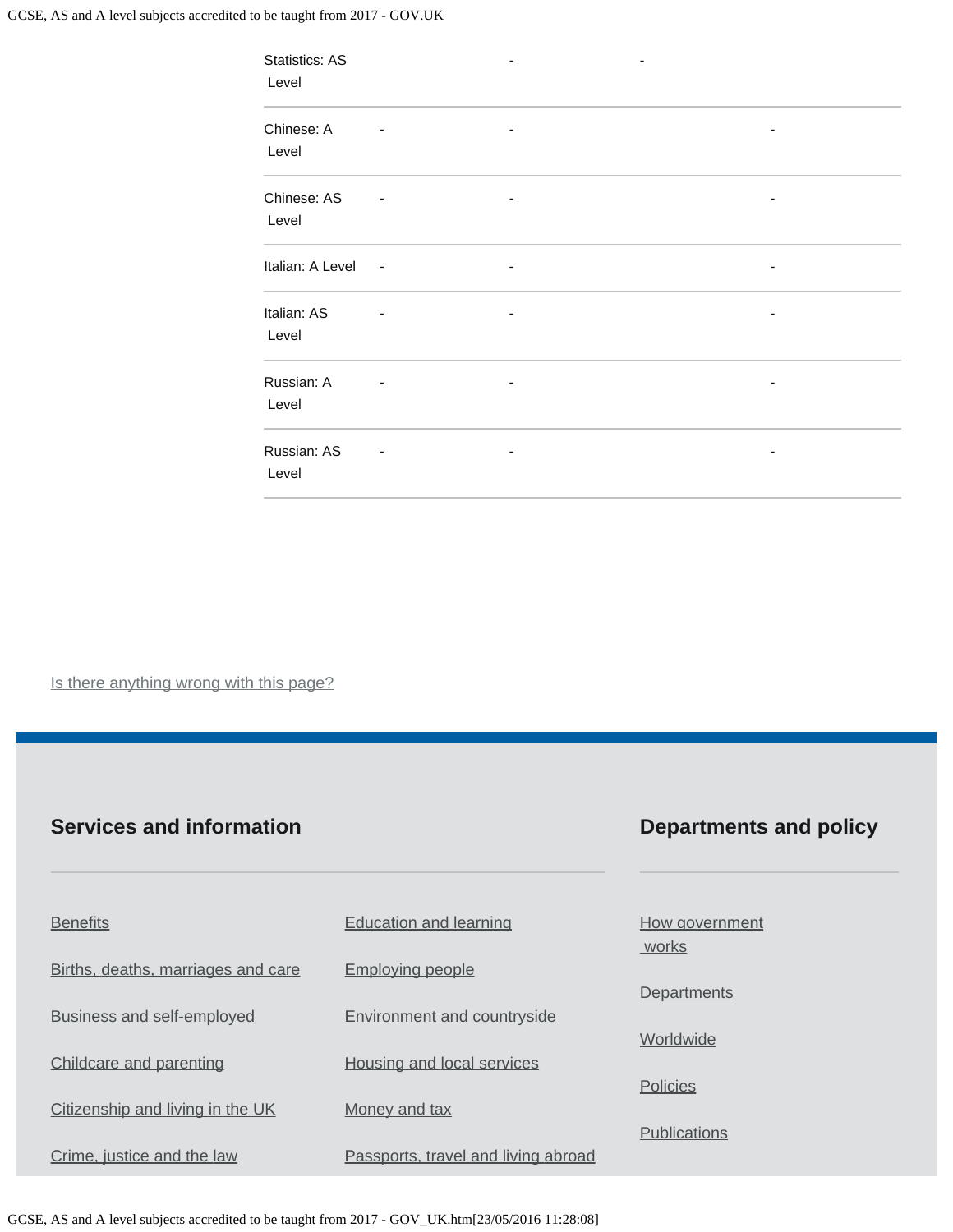| | | | | |
|---|---|---|---|---|
| Statistics: AS Level | | - | - | |
| Chinese: A Level | - | - | | - |
| Chinese: AS Level | - | - | | - |
| Italian: A Level | - | - | | - |
| Italian: AS Level | - | - | | - |
| Russian: A Level | - | - | | - |
| Russian: AS Level | - | - | | - |

Is there anything wrong with this page?

## Services and information

- Benefits
- Births, deaths, marriages and care
- Business and self-employed
- Childcare and parenting
- Citizenship and living in the UK
- Crime, justice and the law
- Education and learning
- Employing people
- Environment and countryside
- Housing and local services
- Money and tax
- Passports, travel and living abroad

## Departments and policy

- How government works
- Departments
- Worldwide
- Policies
- Publications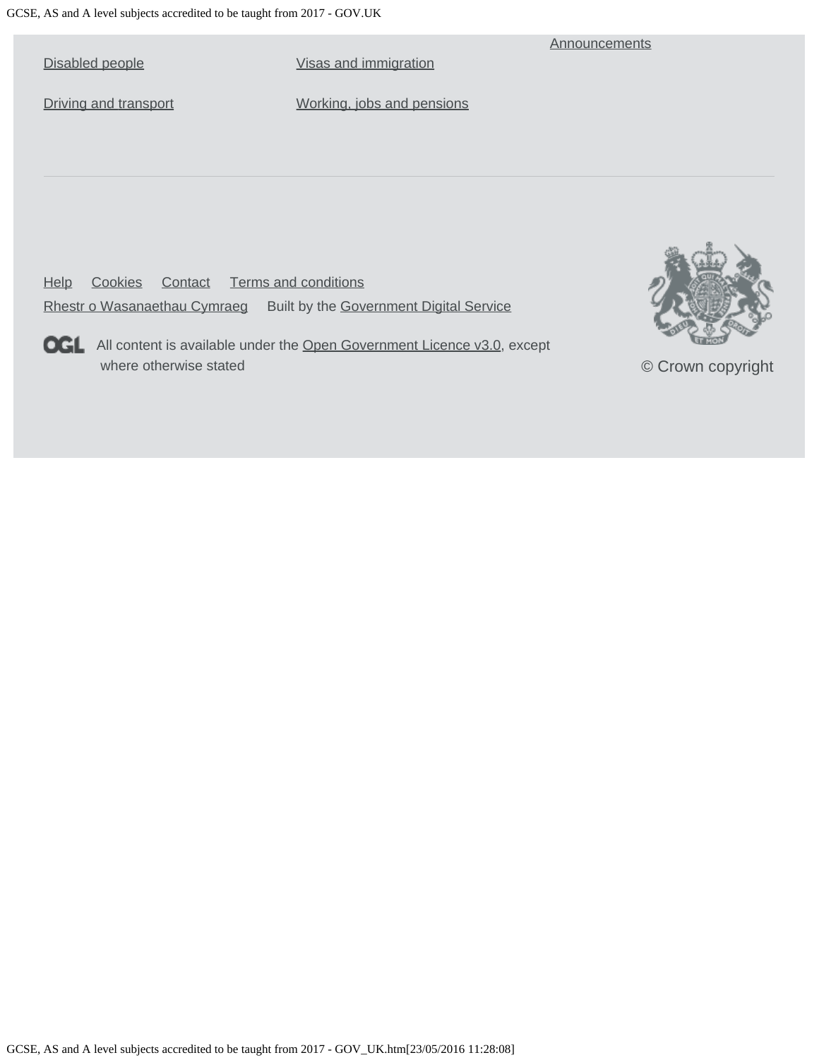Announcements

Disabled people

Visas and immigration

Driving and transport

Working, jobs and pensions

Help Cookies Contact Terms and conditions

Rhestr o Wasanaethau Cymraeg Built by the Government Digital Service

OGL All content is available under the Open Government Licence v3.0, except where otherwise stated

© Crown copyright